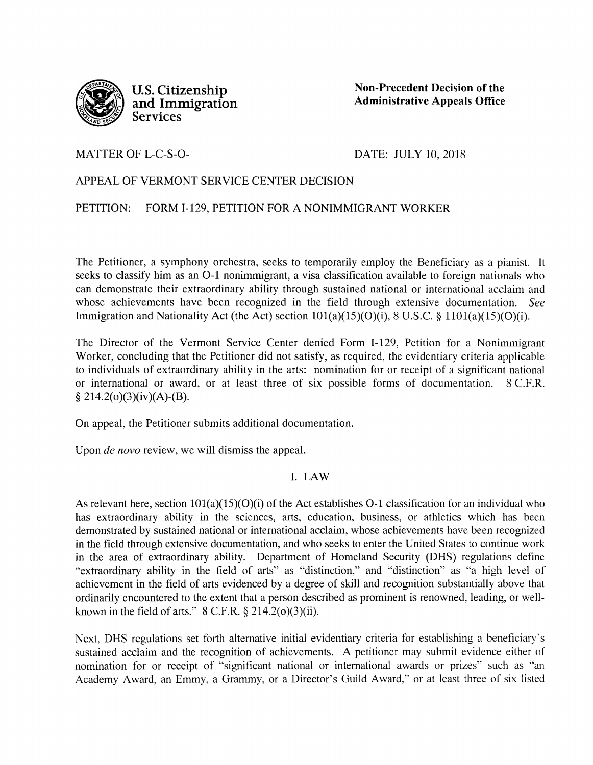U.S. Citizenship and Immigration Services

**Non-Precedent Decision of the Administrative Appeals Office**

MATTER OF L-C-S-O-

DATE: JULY 10, 2018

APPEAL OF VERMONT SERVICE CENTER DECISION

PETITION: FORM I-129, PETITION FOR A NONIMMIGRANT WORKER

The Petitioner, a symphony orchestra, seeks to temporarily employ the Beneficiary as a pianist. It seeks to classify him as an O-1 nonimmigrant, a visa classification available to foreign nationals who can demonstrate their extraordinary ability through sustained national or international acclaim and whose achievements have been recognized in the field through extensive documentation. *See* Immigration and Nationality Act (the Act) section 101(a)(15)(O)(i), 8 U.S.C. § 1101(a)(15)(O)(i).

The Director of the Vermont Service Center denied Form I-129, Petition for a Nonimmigrant Worker, concluding that the Petitioner did not satisfy, as required, the evidentiary criteria applicable to individuals of extraordinary ability in the arts: nomination for or receipt of a significant national or international or award, or at least three of six possible forms of documentation. 8 C.F.R. § 214.2(o)(3)(iv)(A)-(B).

On appeal, the Petitioner submits additional documentation.

Upon *de novo* review, we will dismiss the appeal.

## I. LAW

As relevant here, section 101(a)(15)(O)(i) of the Act establishes O-1 classification for an individual who has extraordinary ability in the sciences, arts, education, business, or athletics which has been demonstrated by sustained national or international acclaim, whose achievements have been recognized in the field through extensive documentation, and who seeks to enter the United States to continue work in the area of extraordinary ability. Department of Homeland Security (DHS) regulations define "extraordinary ability in the field of arts" as "distinction," and "distinction" as "a high level of achievement in the field of arts evidenced by a degree of skill and recognition substantially above that ordinarily encountered to the extent that a person described as prominent is renowned, leading, or well-known in the field of arts." 8 C.F.R. § 214.2(o)(3)(ii).

Next, DHS regulations set forth alternative initial evidentiary criteria for establishing a beneficiary's sustained acclaim and the recognition of achievements. A petitioner may submit evidence either of nomination for or receipt of "significant national or international awards or prizes" such as "an Academy Award, an Emmy, a Grammy, or a Director's Guild Award," or at least three of six listed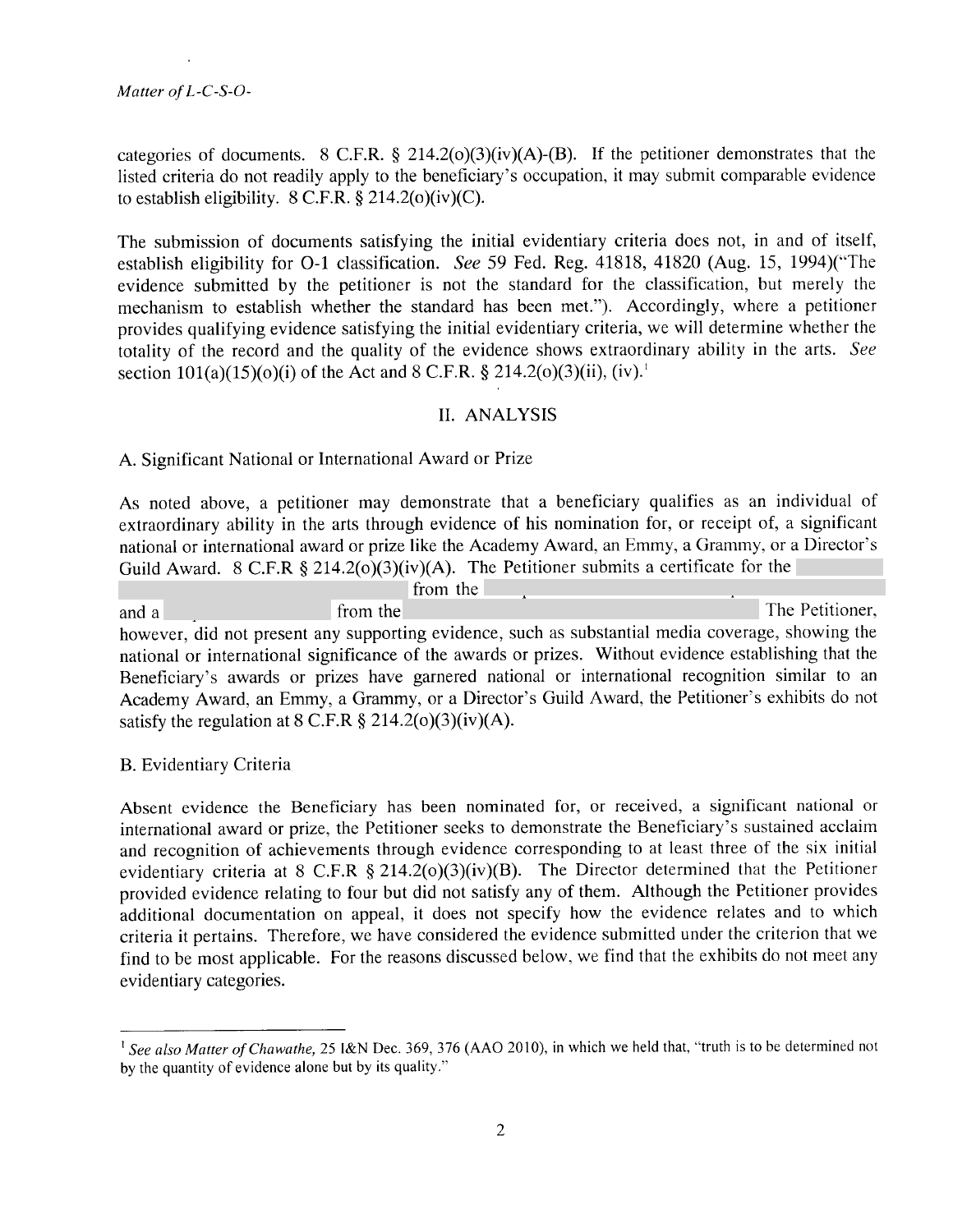categories of documents. 8 C.F.R. § 214.2(o)(3)(iv)(A)-(B). If the petitioner demonstrates that the listed criteria do not readily apply to the beneficiary's occupation, it may submit comparable evidence to establish eligibility. 8 C.F.R. § 214.2(o)(iv)(C).

The submission of documents satisfying the initial evidentiary criteria does not, in and of itself, establish eligibility for O-1 classification. *See* 59 Fed. Reg. 41818, 41820 (Aug. 15, 1994)("The evidence submitted by the petitioner is not the standard for the classification, but merely the mechanism to establish whether the standard has been met."). Accordingly, where a petitioner provides qualifying evidence satisfying the initial evidentiary criteria, we will determine whether the totality of the record and the quality of the evidence shows extraordinary ability in the arts. *See* section 101(a)(15)(o)(i) of the Act and 8 C.F.R. § 214.2(o)(3)(ii), (iv).[1]

## II. ANALYSIS

### A. Significant National or International Award or Prize

As noted above, a petitioner may demonstrate that a beneficiary qualifies as an individual of extraordinary ability in the arts through evidence of his nomination for, or receipt of, a significant national or international award or prize like the Academy Award, an Emmy, a Grammy, or a Director's Guild Award. 8 C.F.R § 214.2(o)(3)(iv)(A). The Petitioner submits a certificate for the from the and a from the The Petitioner, however, did not present any supporting evidence, such as substantial media coverage, showing the national or international significance of the awards or prizes. Without evidence establishing that the Beneficiary's awards or prizes have garnered national or international recognition similar to an Academy Award, an Emmy, a Grammy, or a Director's Guild Award, the Petitioner's exhibits do not satisfy the regulation at 8 C.F.R § 214.2(o)(3)(iv)(A).

### B. Evidentiary Criteria

Absent evidence the Beneficiary has been nominated for, or received, a significant national or international award or prize, the Petitioner seeks to demonstrate the Beneficiary's sustained acclaim and recognition of achievements through evidence corresponding to at least three of the six initial evidentiary criteria at 8 C.F.R § 214.2(o)(3)(iv)(B). The Director determined that the Petitioner provided evidence relating to four but did not satisfy any of them. Although the Petitioner provides additional documentation on appeal, it does not specify how the evidence relates and to which criteria it pertains. Therefore, we have considered the evidence submitted under the criterion that we find to be most applicable. For the reasons discussed below, we find that the exhibits do not meet any evidentiary categories.

---

[1] *See also Matter of Chawathe,* 25 I&N Dec. 369, 376 (AAO 2010), in which we held that, "truth is to be determined not by the quantity of evidence alone but by its quality."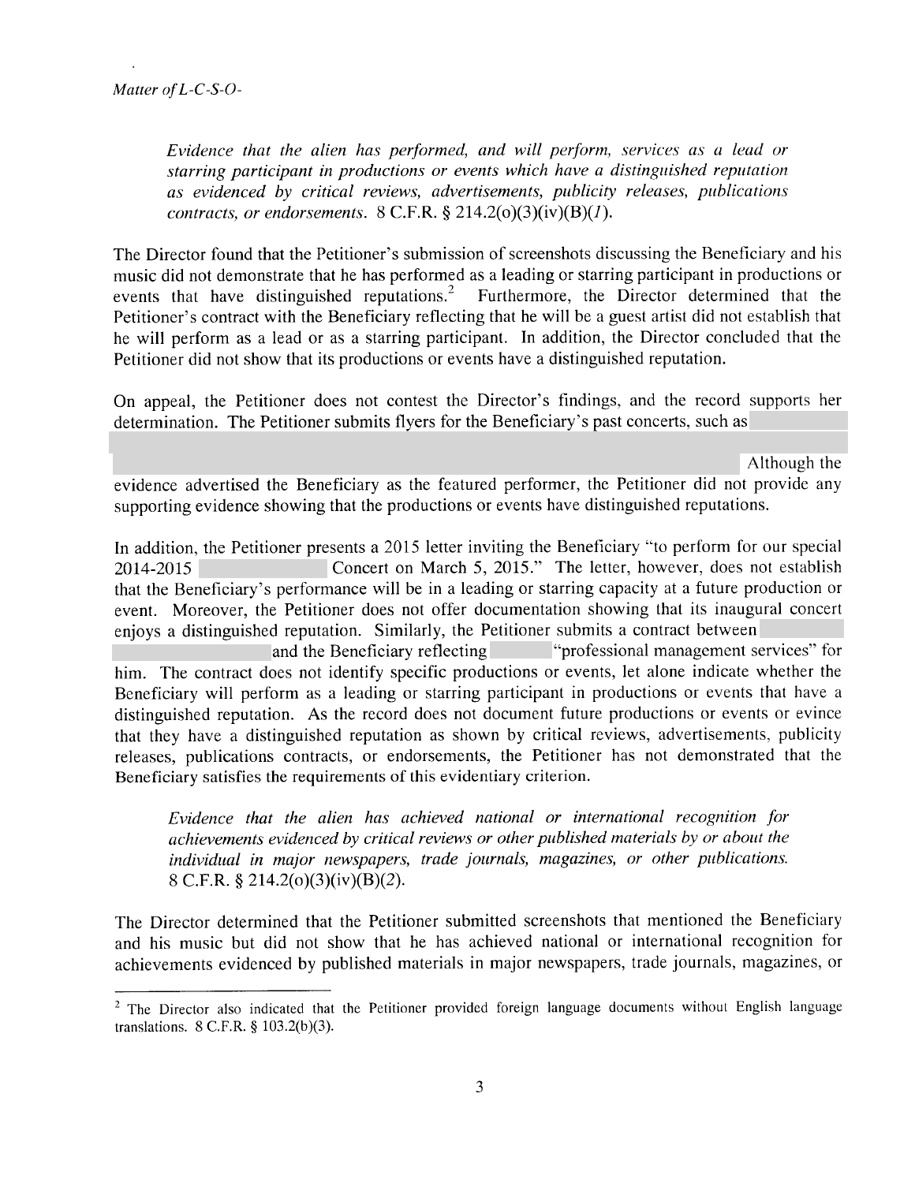*Evidence that the alien has performed, and will perform, services as a lead or starring participant in productions or events which have a distinguished reputation as evidenced by critical reviews, advertisements, publicity releases, publications contracts, or endorsements.* 8 C.F.R. § 214.2(o)(3)(iv)(B)(*1*).

The Director found that the Petitioner's submission of screenshots discussing the Beneficiary and his music did not demonstrate that he has performed as a leading or starring participant in productions or events that have distinguished reputations.[2] Furthermore, the Director determined that the Petitioner's contract with the Beneficiary reflecting that he will be a guest artist did not establish that he will perform as a lead or as a starring participant. In addition, the Director concluded that the Petitioner did not show that its productions or events have a distinguished reputation.

On appeal, the Petitioner does not contest the Director's findings, and the record supports her determination. The Petitioner submits flyers for the Beneficiary's past concerts, such as

Although the evidence advertised the Beneficiary as the featured performer, the Petitioner did not provide any supporting evidence showing that the productions or events have distinguished reputations.

In addition, the Petitioner presents a 2015 letter inviting the Beneficiary "to perform for our special 2014-2015 Concert on March 5, 2015." The letter, however, does not establish that the Beneficiary's performance will be in a leading or starring capacity at a future production or event. Moreover, the Petitioner does not offer documentation showing that its inaugural concert enjoys a distinguished reputation. Similarly, the Petitioner submits a contract between and the Beneficiary reflecting "professional management services" for him. The contract does not identify specific productions or events, let alone indicate whether the Beneficiary will perform as a leading or starring participant in productions or events that have a distinguished reputation. As the record does not document future productions or events or evince that they have a distinguished reputation as shown by critical reviews, advertisements, publicity releases, publications contracts, or endorsements, the Petitioner has not demonstrated that the Beneficiary satisfies the requirements of this evidentiary criterion.

*Evidence that the alien has achieved national or international recognition for achievements evidenced by critical reviews or other published materials by or about the individual in major newspapers, trade journals, magazines, or other publications.* 8 C.F.R. § 214.2(o)(3)(iv)(B)(*2*).

The Director determined that the Petitioner submitted screenshots that mentioned the Beneficiary and his music but did not show that he has achieved national or international recognition for achievements evidenced by published materials in major newspapers, trade journals, magazines, or

[2] The Director also indicated that the Petitioner provided foreign language documents without English language translations. 8 C.F.R. § 103.2(b)(3).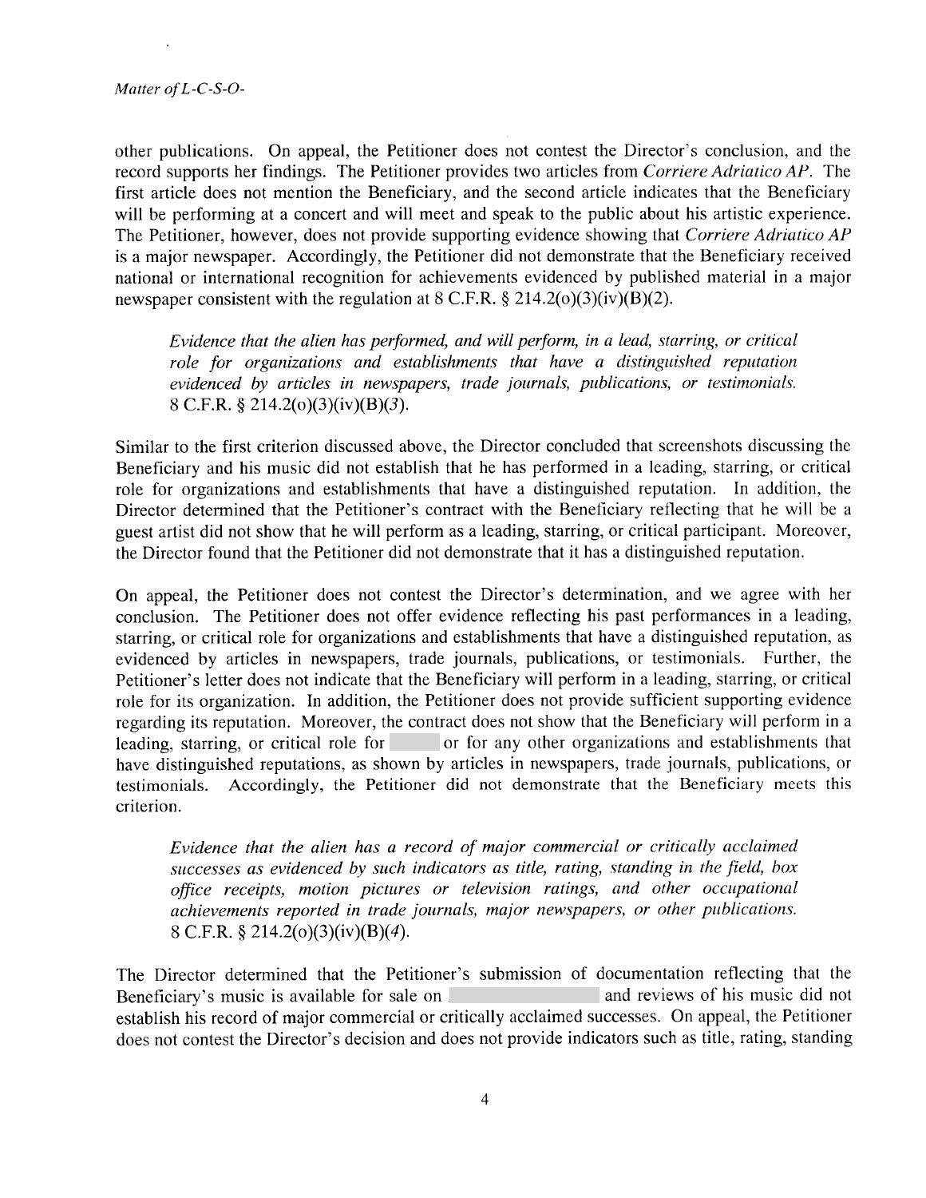other publications. On appeal, the Petitioner does not contest the Director's conclusion, and the record supports her findings. The Petitioner provides two articles from *Corriere Adriatico AP*. The first article does not mention the Beneficiary, and the second article indicates that the Beneficiary will be performing at a concert and will meet and speak to the public about his artistic experience. The Petitioner, however, does not provide supporting evidence showing that *Corriere Adriatico AP* is a major newspaper. Accordingly, the Petitioner did not demonstrate that the Beneficiary received national or international recognition for achievements evidenced by published material in a major newspaper consistent with the regulation at 8 C.F.R. § 214.2(o)(3)(iv)(B)(2).

> *Evidence that the alien has performed, and will perform, in a lead, starring, or critical role for organizations and establishments that have a distinguished reputation evidenced by articles in newspapers, trade journals, publications, or testimonials.* 8 C.F.R. § 214.2(o)(3)(iv)(B)(*3*).

Similar to the first criterion discussed above, the Director concluded that screenshots discussing the Beneficiary and his music did not establish that he has performed in a leading, starring, or critical role for organizations and establishments that have a distinguished reputation. In addition, the Director determined that the Petitioner's contract with the Beneficiary reflecting that he will be a guest artist did not show that he will perform as a leading, starring, or critical participant. Moreover, the Director found that the Petitioner did not demonstrate that it has a distinguished reputation.

On appeal, the Petitioner does not contest the Director's determination, and we agree with her conclusion. The Petitioner does not offer evidence reflecting his past performances in a leading, starring, or critical role for organizations and establishments that have a distinguished reputation, as evidenced by articles in newspapers, trade journals, publications, or testimonials. Further, the Petitioner's letter does not indicate that the Beneficiary will perform in a leading, starring, or critical role for its organization. In addition, the Petitioner does not provide sufficient supporting evidence regarding its reputation. Moreover, the contract does not show that the Beneficiary will perform in a leading, starring, or critical role for [redacted] or for any other organizations and establishments that have distinguished reputations, as shown by articles in newspapers, trade journals, publications, or testimonials. Accordingly, the Petitioner did not demonstrate that the Beneficiary meets this criterion.

> *Evidence that the alien has a record of major commercial or critically acclaimed successes as evidenced by such indicators as title, rating, standing in the field, box office receipts, motion pictures or television ratings, and other occupational achievements reported in trade journals, major newspapers, or other publications.* 8 C.F.R. § 214.2(o)(3)(iv)(B)(*4*).

The Director determined that the Petitioner's submission of documentation reflecting that the Beneficiary's music is available for sale on [redacted] and reviews of his music did not establish his record of major commercial or critically acclaimed successes. On appeal, the Petitioner does not contest the Director's decision and does not provide indicators such as title, rating, standing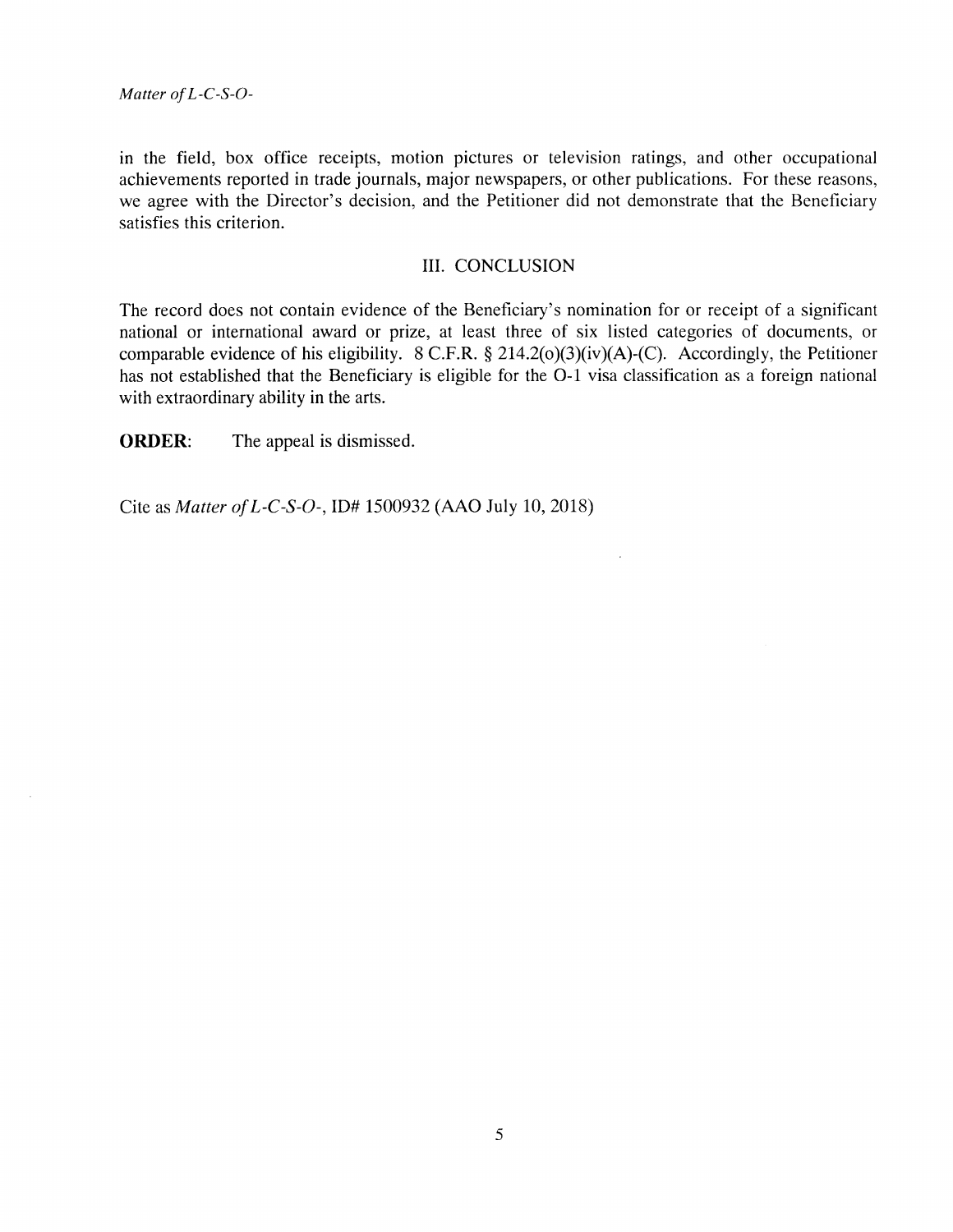in the field, box office receipts, motion pictures or television ratings, and other occupational achievements reported in trade journals, major newspapers, or other publications. For these reasons, we agree with the Director's decision, and the Petitioner did not demonstrate that the Beneficiary satisfies this criterion.

## III. CONCLUSION

The record does not contain evidence of the Beneficiary's nomination for or receipt of a significant national or international award or prize, at least three of six listed categories of documents, or comparable evidence of his eligibility. 8 C.F.R. § 214.2(o)(3)(iv)(A)-(C). Accordingly, the Petitioner has not established that the Beneficiary is eligible for the O-1 visa classification as a foreign national with extraordinary ability in the arts.

**ORDER:** The appeal is dismissed.

Cite as *Matter of L-C-S-O-*, ID# 1500932 (AAO July 10, 2018)